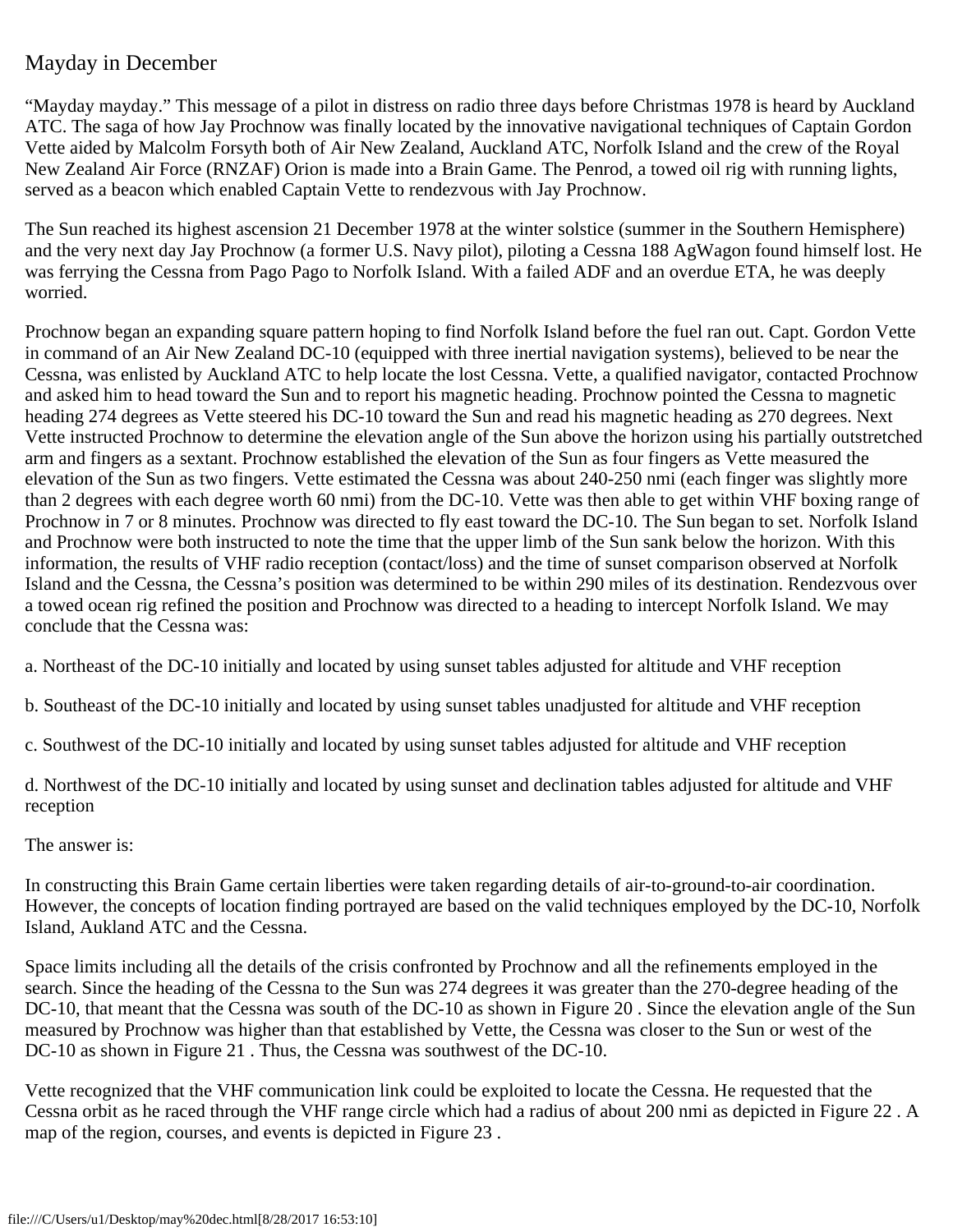# Mayday in December

"Mayday mayday." This message of a pilot in distress on radio three days before Christmas 1978 is heard by Auckland ATC. The saga of how Jay Prochnow was finally located by the innovative navigational techniques of Captain Gordon Vette aided by Malcolm Forsyth both of Air New Zealand, Auckland ATC, Norfolk Island and the crew of the Royal New Zealand Air Force (RNZAF) Orion is made into a Brain Game. The Penrod, a towed oil rig with running lights, served as a beacon which enabled Captain Vette to rendezvous with Jay Prochnow.

The Sun reached its highest ascension 21 December 1978 at the winter solstice (summer in the Southern Hemisphere) and the very next day Jay Prochnow (a former U.S. Navy pilot), piloting a Cessna 188 AgWagon found himself lost. He was ferrying the Cessna from Pago Pago to Norfolk Island. With a failed ADF and an overdue ETA, he was deeply worried.

Prochnow began an expanding square pattern hoping to find Norfolk Island before the fuel ran out. Capt. Gordon Vette in command of an Air New Zealand DC-10 (equipped with three inertial navigation systems), believed to be near the Cessna, was enlisted by Auckland ATC to help locate the lost Cessna. Vette, a qualified navigator, contacted Prochnow and asked him to head toward the Sun and to report his magnetic heading. Prochnow pointed the Cessna to magnetic heading 274 degrees as Vette steered his DC-10 toward the Sun and read his magnetic heading as 270 degrees. Next Vette instructed Prochnow to determine the elevation angle of the Sun above the horizon using his partially outstretched arm and fingers as a sextant. Prochnow established the elevation of the Sun as four fingers as Vette measured the elevation of the Sun as two fingers. Vette estimated the Cessna was about 240-250 nmi (each finger was slightly more than 2 degrees with each degree worth 60 nmi) from the DC-10. Vette was then able to get within VHF boxing range of Prochnow in 7 or 8 minutes. Prochnow was directed to fly east toward the DC-10. The Sun began to set. Norfolk Island and Prochnow were both instructed to note the time that the upper limb of the Sun sank below the horizon. With this information, the results of VHF radio reception (contact/loss) and the time of sunset comparison observed at Norfolk Island and the Cessna, the Cessna's position was determined to be within 290 miles of its destination. Rendezvous over a towed ocean rig refined the position and Prochnow was directed to a heading to intercept Norfolk Island. We may conclude that the Cessna was:

a. Northeast of the DC-10 initially and located by using sunset tables adjusted for altitude and VHF reception

b. Southeast of the DC-10 initially and located by using sunset tables unadjusted for altitude and VHF reception

c. Southwest of the DC-10 initially and located by using sunset tables adjusted for altitude and VHF reception

d. Northwest of the DC-10 initially and located by using sunset and declination tables adjusted for altitude and VHF reception

The answer is:

In constructing this Brain Game certain liberties were taken regarding details of air-to-ground-to-air coordination. However, the concepts of location finding portrayed are based on the valid techniques employed by the DC-10, Norfolk Island, Aukland ATC and the Cessna.

Space limits including all the details of the crisis confronted by Prochnow and all the refinements employed in the search. Since the heading of the Cessna to the Sun was 274 degrees it was greater than the 270-degree heading of the DC-10, that meant that the Cessna was south of the DC-10 as shown in Figure 20 . Since the elevation angle of the Sun measured by Prochnow was higher than that established by Vette, the Cessna was closer to the Sun or west of the DC-10 as shown in Figure 21 . Thus, the Cessna was southwest of the DC-10.

Vette recognized that the VHF communication link could be exploited to locate the Cessna. He requested that the Cessna orbit as he raced through the VHF range circle which had a radius of about 200 nmi as depicted in Figure 22 . A map of the region, courses, and events is depicted in Figure 23 .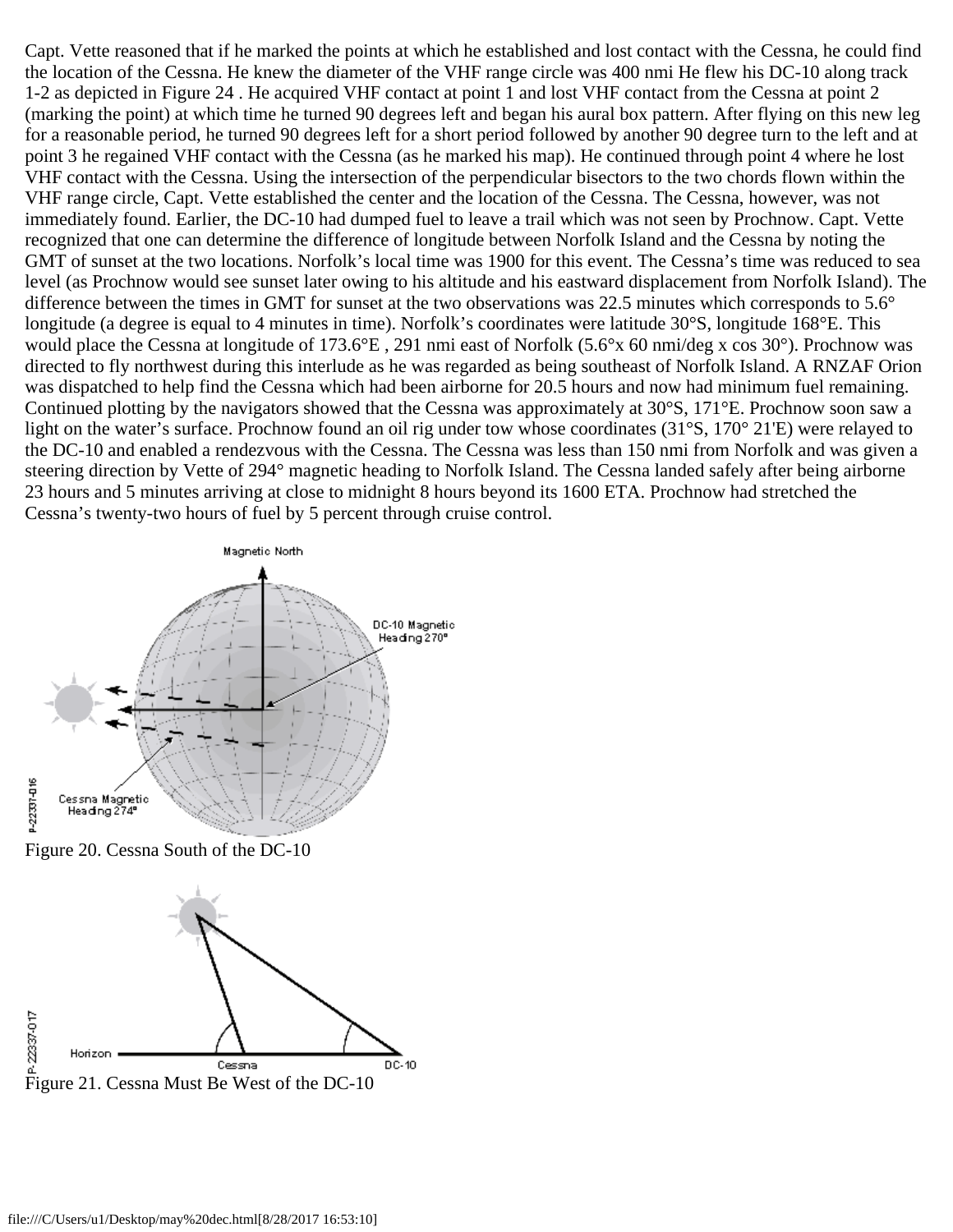Capt. Vette reasoned that if he marked the points at which he established and lost contact with the Cessna, he could find the location of the Cessna. He knew the diameter of the VHF range circle was 400 nmi He flew his DC-10 along track 1-2 as depicted in Figure 24 . He acquired VHF contact at point 1 and lost VHF contact from the Cessna at point 2 (marking the point) at which time he turned 90 degrees left and began his aural box pattern. After flying on this new leg for a reasonable period, he turned 90 degrees left for a short period followed by another 90 degree turn to the left and at point 3 he regained VHF contact with the Cessna (as he marked his map). He continued through point 4 where he lost VHF contact with the Cessna. Using the intersection of the perpendicular bisectors to the two chords flown within the VHF range circle, Capt. Vette established the center and the location of the Cessna. The Cessna, however, was not immediately found. Earlier, the DC-10 had dumped fuel to leave a trail which was not seen by Prochnow. Capt. Vette recognized that one can determine the difference of longitude between Norfolk Island and the Cessna by noting the GMT of sunset at the two locations. Norfolk's local time was 1900 for this event. The Cessna's time was reduced to sea level (as Prochnow would see sunset later owing to his altitude and his eastward displacement from Norfolk Island). The difference between the times in GMT for sunset at the two observations was 22.5 minutes which corresponds to 5.6° longitude (a degree is equal to 4 minutes in time). Norfolk's coordinates were latitude 30°S, longitude 168°E. This would place the Cessna at longitude of 173.6°E , 291 nmi east of Norfolk (5.6°x 60 nmi/deg x cos 30°). Prochnow was directed to fly northwest during this interlude as he was regarded as being southeast of Norfolk Island. A RNZAF Orion was dispatched to help find the Cessna which had been airborne for 20.5 hours and now had minimum fuel remaining. Continued plotting by the navigators showed that the Cessna was approximately at 30°S, 171°E. Prochnow soon saw a light on the water's surface. Prochnow found an oil rig under tow whose coordinates (31°S, 170° 21'E) were relayed to the DC-10 and enabled a rendezvous with the Cessna. The Cessna was less than 150 nmi from Norfolk and was given a steering direction by Vette of 294° magnetic heading to Norfolk Island. The Cessna landed safely after being airborne 23 hours and 5 minutes arriving at close to midnight 8 hours beyond its 1600 ETA. Prochnow had stretched the Cessna's twenty-two hours of fuel by 5 percent through cruise control.

Magnetic North

DC-10 Magnetic Heading 270°

Cessna Magnetic Heading 274°

P-22337-016

Figure 20. Cessna South of the DC-10

Horizon

Cessna

DC-10

P-22337-017

Figure 21. Cessna Must Be West of the DC-10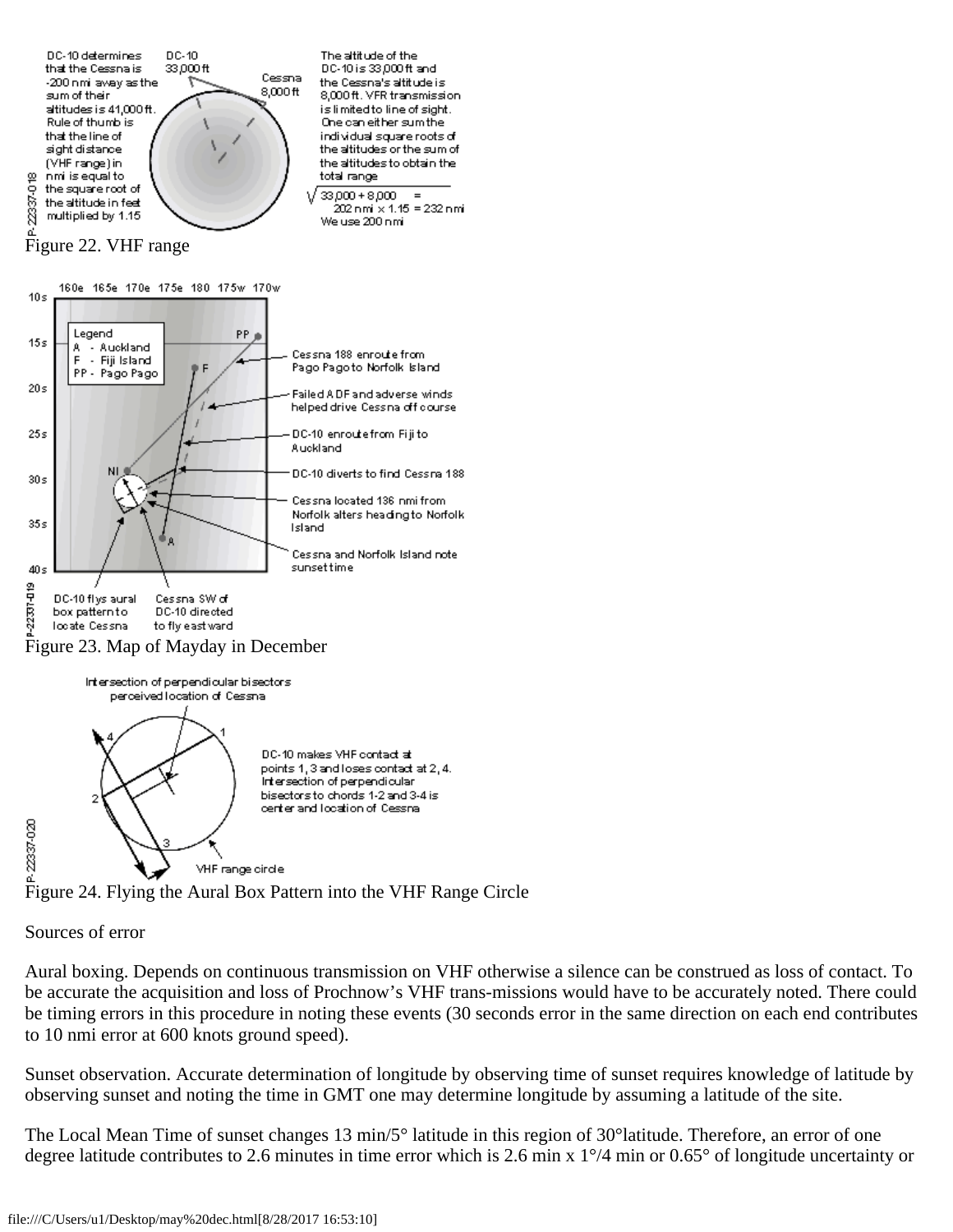DC-10 determines that the Cessna is ~200 nmi away as the sum of their altitudes is 41,000 ft. Rule of thumb is that the line of sight distance (VHF range) in nmi is equal to the square root of the altitude in feet multiplied by 1.15

DC-10 33,000 ft

Cessna 8,000 ft

The altitude of the DC-10 is 33,000 ft and the Cessna's altitude is 8,000 ft. VFR transmission is limited to line of sight. One can either sum the individual square roots of the altitudes or the sum of the altitudes to obtain the total range

$\sqrt{33{,}000 + 8{,}000}$ = 202 nmi × 1.15 = 232 nmi

We use 200 nmi

P-22337-018

Figure 22. VHF range

160e 165e 170e 175e 180 175w 170w

10s 15s 20s 25s 30s 35s 40s

Legend
A - Auckland
F - Fiji Island
PP - Pago Pago

PP

F

NI

A

Cessna 188 enroute from Pago Pago to Norfolk Island

Failed ADF and adverse winds helped drive Cessna off course

DC-10 enroute from Fiji to Auckland

DC-10 diverts to find Cessna 188

Cessna located 136 nmi from Norfolk alters heading to Norfolk Island

Cessna and Norfolk Island note sunset time

DC-10 flys aural box pattern to locate Cessna

Cessna SW of DC-10 directed to fly eastward

P-22337-019

Figure 23. Map of Mayday in December

Intersection of perpendicular bisectors perceived location of Cessna

1

2

3

4

DC-10 makes VHF contact at points 1, 3 and loses contact at 2, 4. Intersection of perpendicular bisectors to chords 1-2 and 3-4 is center and location of Cessna

VHF range circle

P-22337-020

Figure 24. Flying the Aural Box Pattern into the VHF Range Circle

Sources of error

Aural boxing. Depends on continuous transmission on VHF otherwise a silence can be construed as loss of contact. To be accurate the acquisition and loss of Prochnow's VHF trans-missions would have to be accurately noted. There could be timing errors in this procedure in noting these events (30 seconds error in the same direction on each end contributes to 10 nmi error at 600 knots ground speed).

Sunset observation. Accurate determination of longitude by observing time of sunset requires knowledge of latitude by observing sunset and noting the time in GMT one may determine longitude by assuming a latitude of the site.

The Local Mean Time of sunset changes 13 min/5° latitude in this region of 30°latitude. Therefore, an error of one degree latitude contributes to 2.6 minutes in time error which is 2.6 min x 1°/4 min or 0.65° of longitude uncertainty or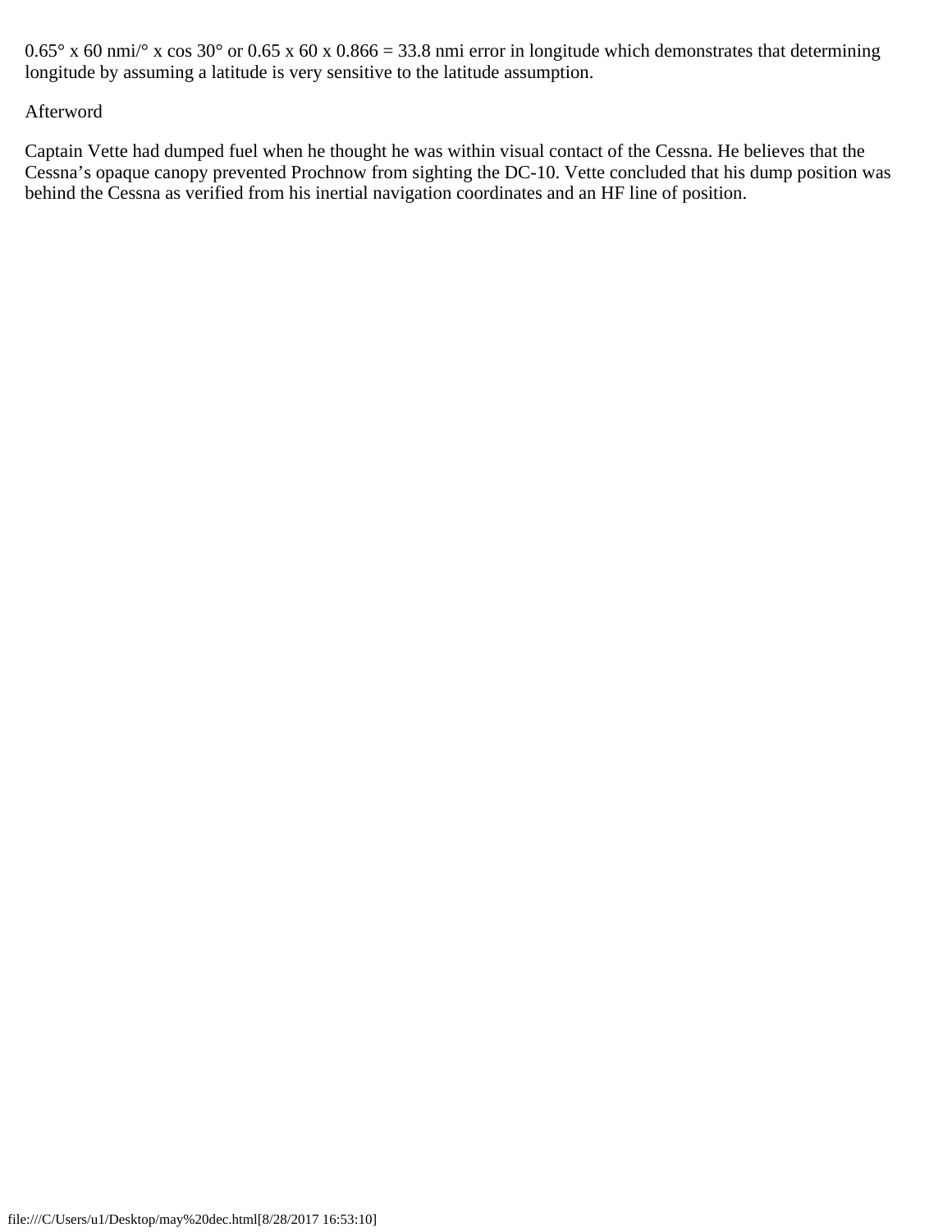$0.65° \times 60$ nmi/° x cos 30° or $0.65 \times 60 \times 0.866 = 33.8$ nmi error in longitude which demonstrates that determining longitude by assuming a latitude is very sensitive to the latitude assumption.

## Afterword

Captain Vette had dumped fuel when he thought he was within visual contact of the Cessna. He believes that the Cessna's opaque canopy prevented Prochnow from sighting the DC-10. Vette concluded that his dump position was behind the Cessna as verified from his inertial navigation coordinates and an HF line of position.